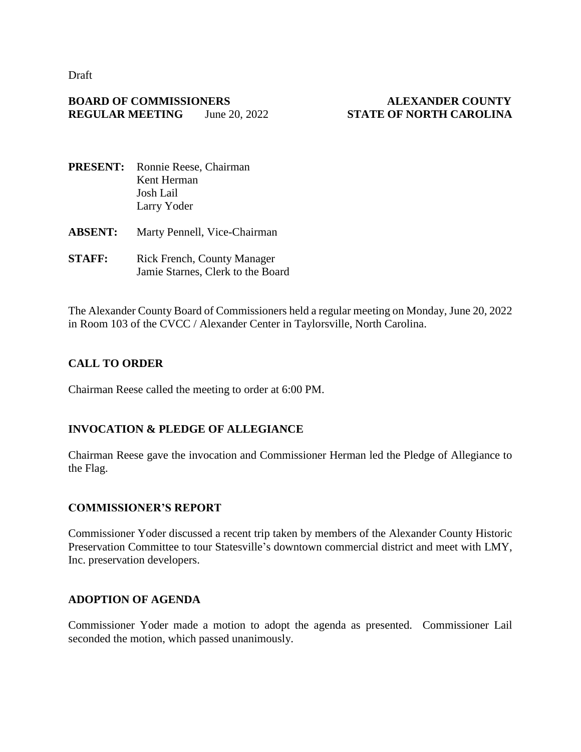Draft

**BOARD OF COMMISSIONERS** **ALEXANDER COUNTY**
**REGULAR MEETING** June 20, 2022 **STATE OF NORTH CAROLINA**

**PRESENT:** Ronnie Reese, Chairman
Kent Herman
Josh Lail
Larry Yoder

**ABSENT:** Marty Pennell, Vice-Chairman

**STAFF:** Rick French, County Manager
Jamie Starnes, Clerk to the Board

The Alexander County Board of Commissioners held a regular meeting on Monday, June 20, 2022 in Room 103 of the CVCC / Alexander Center in Taylorsville, North Carolina.

## CALL TO ORDER

Chairman Reese called the meeting to order at 6:00 PM.

## INVOCATION & PLEDGE OF ALLEGIANCE

Chairman Reese gave the invocation and Commissioner Herman led the Pledge of Allegiance to the Flag.

## COMMISSIONER'S REPORT

Commissioner Yoder discussed a recent trip taken by members of the Alexander County Historic Preservation Committee to tour Statesville's downtown commercial district and meet with LMY, Inc. preservation developers.

## ADOPTION OF AGENDA

Commissioner Yoder made a motion to adopt the agenda as presented. Commissioner Lail seconded the motion, which passed unanimously.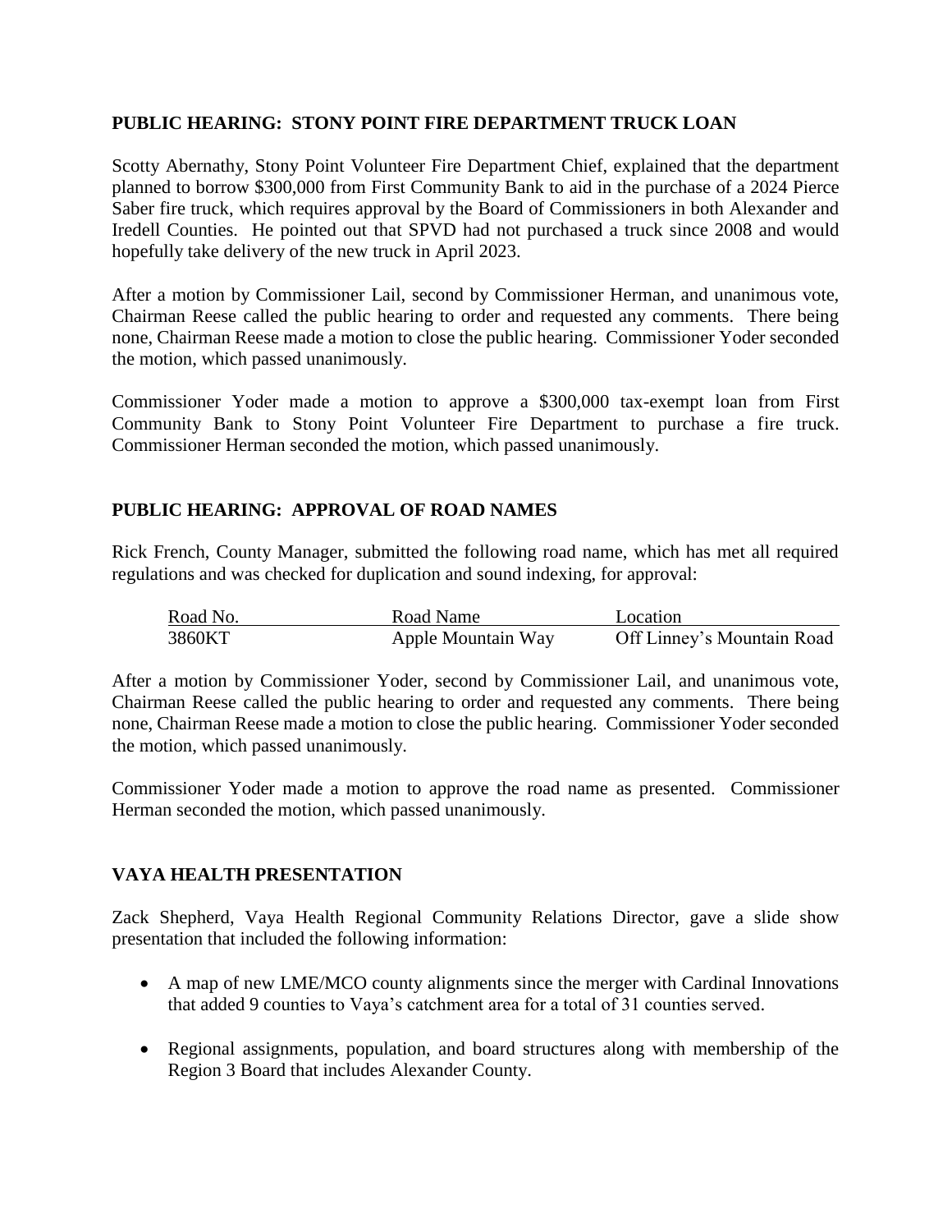**PUBLIC HEARING: STONY POINT FIRE DEPARTMENT TRUCK LOAN**

Scotty Abernathy, Stony Point Volunteer Fire Department Chief, explained that the department planned to borrow $300,000 from First Community Bank to aid in the purchase of a 2024 Pierce Saber fire truck, which requires approval by the Board of Commissioners in both Alexander and Iredell Counties. He pointed out that SPVD had not purchased a truck since 2008 and would hopefully take delivery of the new truck in April 2023.

After a motion by Commissioner Lail, second by Commissioner Herman, and unanimous vote, Chairman Reese called the public hearing to order and requested any comments. There being none, Chairman Reese made a motion to close the public hearing. Commissioner Yoder seconded the motion, which passed unanimously.

Commissioner Yoder made a motion to approve a $300,000 tax-exempt loan from First Community Bank to Stony Point Volunteer Fire Department to purchase a fire truck. Commissioner Herman seconded the motion, which passed unanimously.

**PUBLIC HEARING: APPROVAL OF ROAD NAMES**

Rick French, County Manager, submitted the following road name, which has met all required regulations and was checked for duplication and sound indexing, for approval:

| Road No. | Road Name | Location |
|---|---|---|
| 3860KT | Apple Mountain Way | Off Linney's Mountain Road |

After a motion by Commissioner Yoder, second by Commissioner Lail, and unanimous vote, Chairman Reese called the public hearing to order and requested any comments. There being none, Chairman Reese made a motion to close the public hearing. Commissioner Yoder seconded the motion, which passed unanimously.

Commissioner Yoder made a motion to approve the road name as presented. Commissioner Herman seconded the motion, which passed unanimously.

**VAYA HEALTH PRESENTATION**

Zack Shepherd, Vaya Health Regional Community Relations Director, gave a slide show presentation that included the following information:

- A map of new LME/MCO county alignments since the merger with Cardinal Innovations that added 9 counties to Vaya's catchment area for a total of 31 counties served.
- Regional assignments, population, and board structures along with membership of the Region 3 Board that includes Alexander County.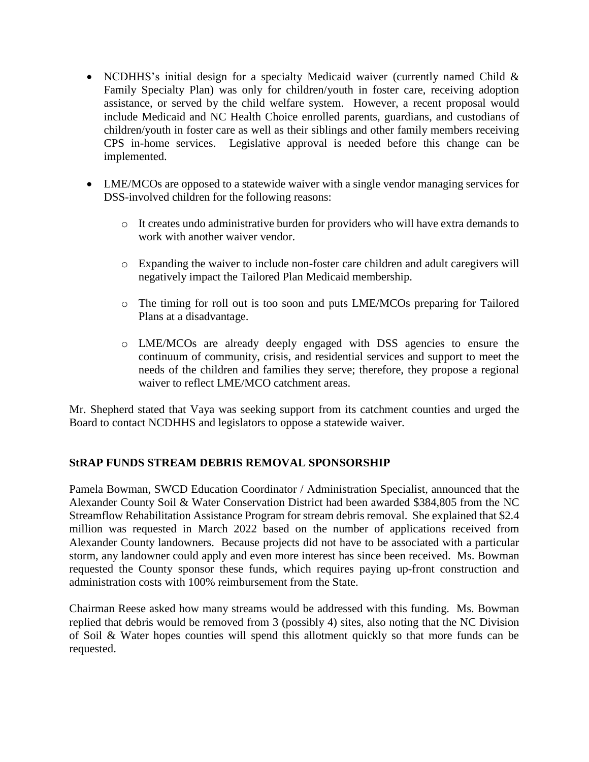- NCDHHS's initial design for a specialty Medicaid waiver (currently named Child & Family Specialty Plan) was only for children/youth in foster care, receiving adoption assistance, or served by the child welfare system. However, a recent proposal would include Medicaid and NC Health Choice enrolled parents, guardians, and custodians of children/youth in foster care as well as their siblings and other family members receiving CPS in-home services. Legislative approval is needed before this change can be implemented.

- LME/MCOs are opposed to a statewide waiver with a single vendor managing services for DSS-involved children for the following reasons:

    - It creates undo administrative burden for providers who will have extra demands to work with another waiver vendor.

    - Expanding the waiver to include non-foster care children and adult caregivers will negatively impact the Tailored Plan Medicaid membership.

    - The timing for roll out is too soon and puts LME/MCOs preparing for Tailored Plans at a disadvantage.

    - LME/MCOs are already deeply engaged with DSS agencies to ensure the continuum of community, crisis, and residential services and support to meet the needs of the children and families they serve; therefore, they propose a regional waiver to reflect LME/MCO catchment areas.

Mr. Shepherd stated that Vaya was seeking support from its catchment counties and urged the Board to contact NCDHHS and legislators to oppose a statewide waiver.

## StRAP FUNDS STREAM DEBRIS REMOVAL SPONSORSHIP

Pamela Bowman, SWCD Education Coordinator / Administration Specialist, announced that the Alexander County Soil & Water Conservation District had been awarded $384,805 from the NC Streamflow Rehabilitation Assistance Program for stream debris removal. She explained that $2.4 million was requested in March 2022 based on the number of applications received from Alexander County landowners. Because projects did not have to be associated with a particular storm, any landowner could apply and even more interest has since been received. Ms. Bowman requested the County sponsor these funds, which requires paying up-front construction and administration costs with 100% reimbursement from the State.

Chairman Reese asked how many streams would be addressed with this funding. Ms. Bowman replied that debris would be removed from 3 (possibly 4) sites, also noting that the NC Division of Soil & Water hopes counties will spend this allotment quickly so that more funds can be requested.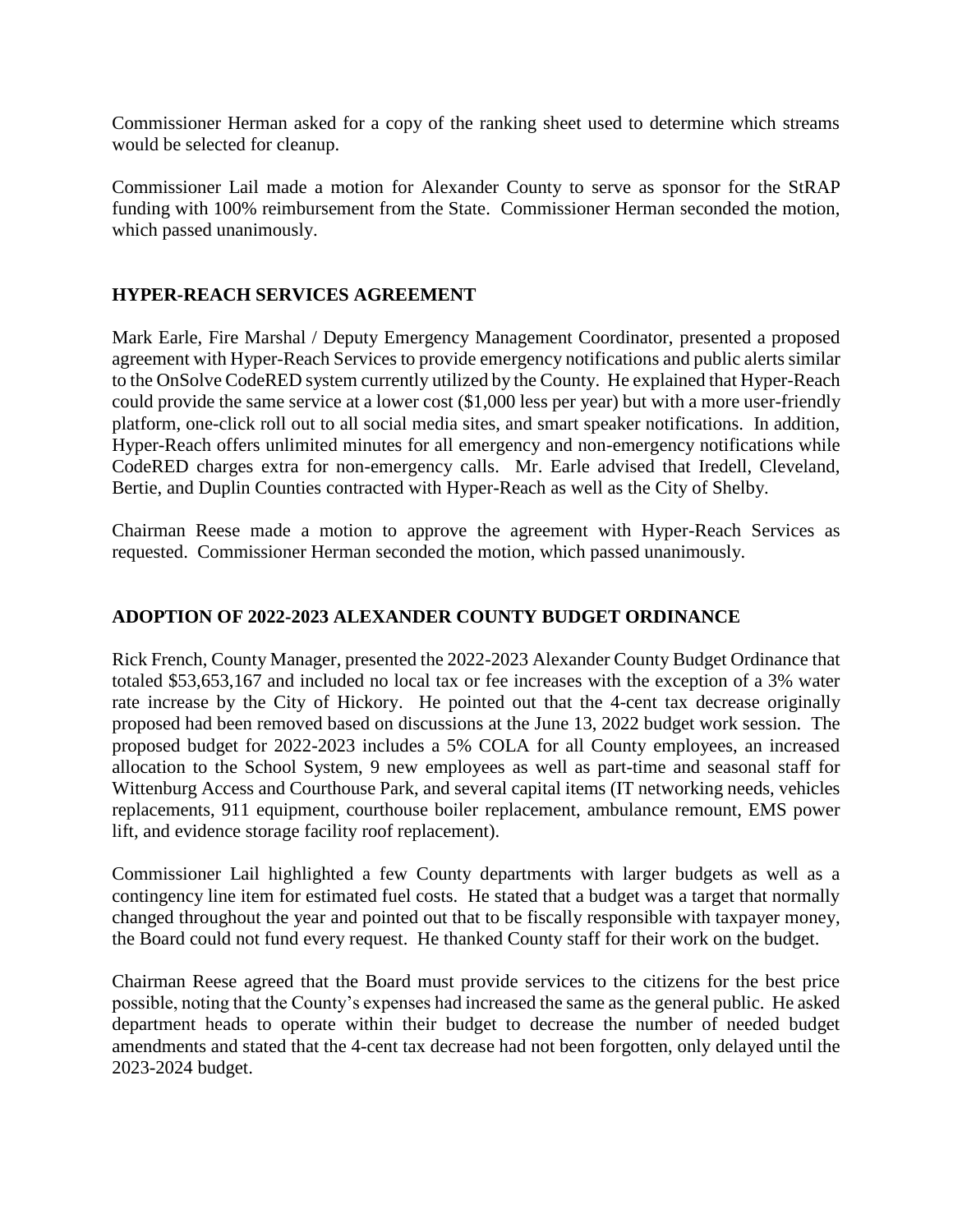Commissioner Herman asked for a copy of the ranking sheet used to determine which streams would be selected for cleanup.

Commissioner Lail made a motion for Alexander County to serve as sponsor for the StRAP funding with 100% reimbursement from the State. Commissioner Herman seconded the motion, which passed unanimously.

## HYPER-REACH SERVICES AGREEMENT

Mark Earle, Fire Marshal / Deputy Emergency Management Coordinator, presented a proposed agreement with Hyper-Reach Services to provide emergency notifications and public alerts similar to the OnSolve CodeRED system currently utilized by the County. He explained that Hyper-Reach could provide the same service at a lower cost ($1,000 less per year) but with a more user-friendly platform, one-click roll out to all social media sites, and smart speaker notifications. In addition, Hyper-Reach offers unlimited minutes for all emergency and non-emergency notifications while CodeRED charges extra for non-emergency calls. Mr. Earle advised that Iredell, Cleveland, Bertie, and Duplin Counties contracted with Hyper-Reach as well as the City of Shelby.

Chairman Reese made a motion to approve the agreement with Hyper-Reach Services as requested. Commissioner Herman seconded the motion, which passed unanimously.

## ADOPTION OF 2022-2023 ALEXANDER COUNTY BUDGET ORDINANCE

Rick French, County Manager, presented the 2022-2023 Alexander County Budget Ordinance that totaled $53,653,167 and included no local tax or fee increases with the exception of a 3% water rate increase by the City of Hickory. He pointed out that the 4-cent tax decrease originally proposed had been removed based on discussions at the June 13, 2022 budget work session. The proposed budget for 2022-2023 includes a 5% COLA for all County employees, an increased allocation to the School System, 9 new employees as well as part-time and seasonal staff for Wittenburg Access and Courthouse Park, and several capital items (IT networking needs, vehicles replacements, 911 equipment, courthouse boiler replacement, ambulance remount, EMS power lift, and evidence storage facility roof replacement).

Commissioner Lail highlighted a few County departments with larger budgets as well as a contingency line item for estimated fuel costs. He stated that a budget was a target that normally changed throughout the year and pointed out that to be fiscally responsible with taxpayer money, the Board could not fund every request. He thanked County staff for their work on the budget.

Chairman Reese agreed that the Board must provide services to the citizens for the best price possible, noting that the County's expenses had increased the same as the general public. He asked department heads to operate within their budget to decrease the number of needed budget amendments and stated that the 4-cent tax decrease had not been forgotten, only delayed until the 2023-2024 budget.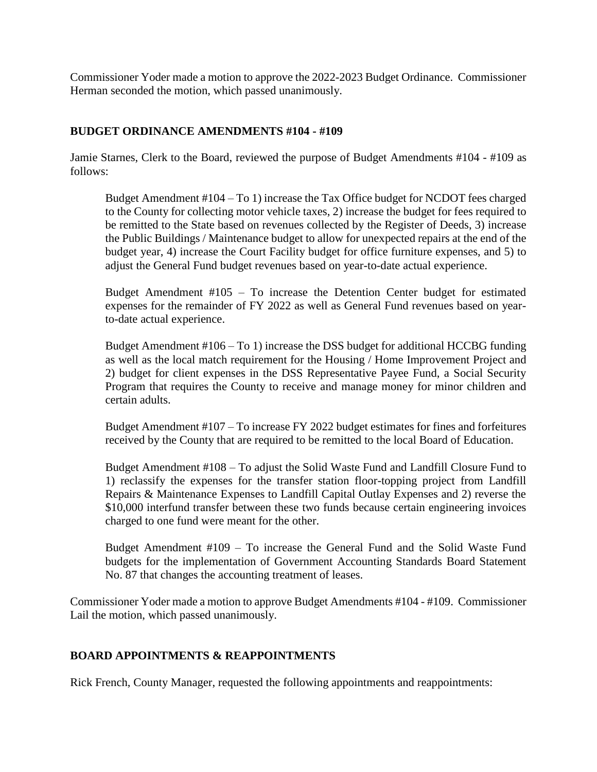Commissioner Yoder made a motion to approve the 2022-2023 Budget Ordinance. Commissioner Herman seconded the motion, which passed unanimously.

## BUDGET ORDINANCE AMENDMENTS #104 - #109

Jamie Starnes, Clerk to the Board, reviewed the purpose of Budget Amendments #104 - #109 as follows:

> Budget Amendment #104 – To 1) increase the Tax Office budget for NCDOT fees charged to the County for collecting motor vehicle taxes, 2) increase the budget for fees required to be remitted to the State based on revenues collected by the Register of Deeds, 3) increase the Public Buildings / Maintenance budget to allow for unexpected repairs at the end of the budget year, 4) increase the Court Facility budget for office furniture expenses, and 5) to adjust the General Fund budget revenues based on year-to-date actual experience.
>
> Budget Amendment #105 – To increase the Detention Center budget for estimated expenses for the remainder of FY 2022 as well as General Fund revenues based on year-to-date actual experience.
>
> Budget Amendment #106 – To 1) increase the DSS budget for additional HCCBG funding as well as the local match requirement for the Housing / Home Improvement Project and 2) budget for client expenses in the DSS Representative Payee Fund, a Social Security Program that requires the County to receive and manage money for minor children and certain adults.
>
> Budget Amendment #107 – To increase FY 2022 budget estimates for fines and forfeitures received by the County that are required to be remitted to the local Board of Education.
>
> Budget Amendment #108 – To adjust the Solid Waste Fund and Landfill Closure Fund to 1) reclassify the expenses for the transfer station floor-topping project from Landfill Repairs & Maintenance Expenses to Landfill Capital Outlay Expenses and 2) reverse the $10,000 interfund transfer between these two funds because certain engineering invoices charged to one fund were meant for the other.
>
> Budget Amendment #109 – To increase the General Fund and the Solid Waste Fund budgets for the implementation of Government Accounting Standards Board Statement No. 87 that changes the accounting treatment of leases.

Commissioner Yoder made a motion to approve Budget Amendments #104 - #109. Commissioner Lail the motion, which passed unanimously.

## BOARD APPOINTMENTS & REAPPOINTMENTS

Rick French, County Manager, requested the following appointments and reappointments: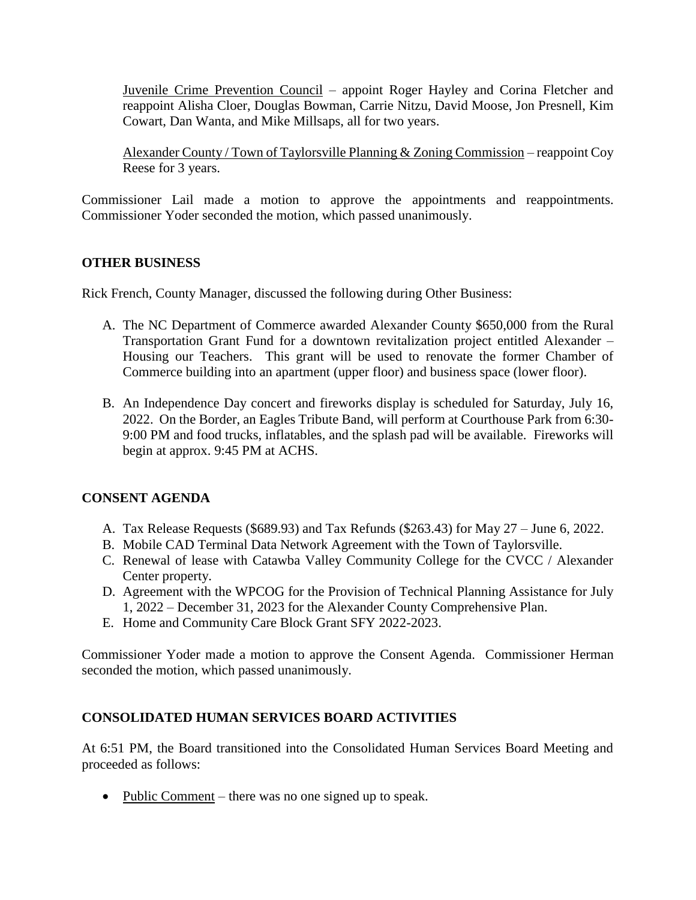Juvenile Crime Prevention Council – appoint Roger Hayley and Corina Fletcher and reappoint Alisha Cloer, Douglas Bowman, Carrie Nitzu, David Moose, Jon Presnell, Kim Cowart, Dan Wanta, and Mike Millsaps, all for two years.

Alexander County / Town of Taylorsville Planning & Zoning Commission – reappoint Coy Reese for 3 years.

Commissioner Lail made a motion to approve the appointments and reappointments. Commissioner Yoder seconded the motion, which passed unanimously.

## OTHER BUSINESS

Rick French, County Manager, discussed the following during Other Business:

A. The NC Department of Commerce awarded Alexander County $650,000 from the Rural Transportation Grant Fund for a downtown revitalization project entitled Alexander – Housing our Teachers. This grant will be used to renovate the former Chamber of Commerce building into an apartment (upper floor) and business space (lower floor).

B. An Independence Day concert and fireworks display is scheduled for Saturday, July 16, 2022. On the Border, an Eagles Tribute Band, will perform at Courthouse Park from 6:30-9:00 PM and food trucks, inflatables, and the splash pad will be available. Fireworks will begin at approx. 9:45 PM at ACHS.

## CONSENT AGENDA

A. Tax Release Requests ($689.93) and Tax Refunds ($263.43) for May 27 – June 6, 2022.
B. Mobile CAD Terminal Data Network Agreement with the Town of Taylorsville.
C. Renewal of lease with Catawba Valley Community College for the CVCC / Alexander Center property.
D. Agreement with the WPCOG for the Provision of Technical Planning Assistance for July 1, 2022 – December 31, 2023 for the Alexander County Comprehensive Plan.
E. Home and Community Care Block Grant SFY 2022-2023.

Commissioner Yoder made a motion to approve the Consent Agenda. Commissioner Herman seconded the motion, which passed unanimously.

## CONSOLIDATED HUMAN SERVICES BOARD ACTIVITIES

At 6:51 PM, the Board transitioned into the Consolidated Human Services Board Meeting and proceeded as follows:

- Public Comment – there was no one signed up to speak.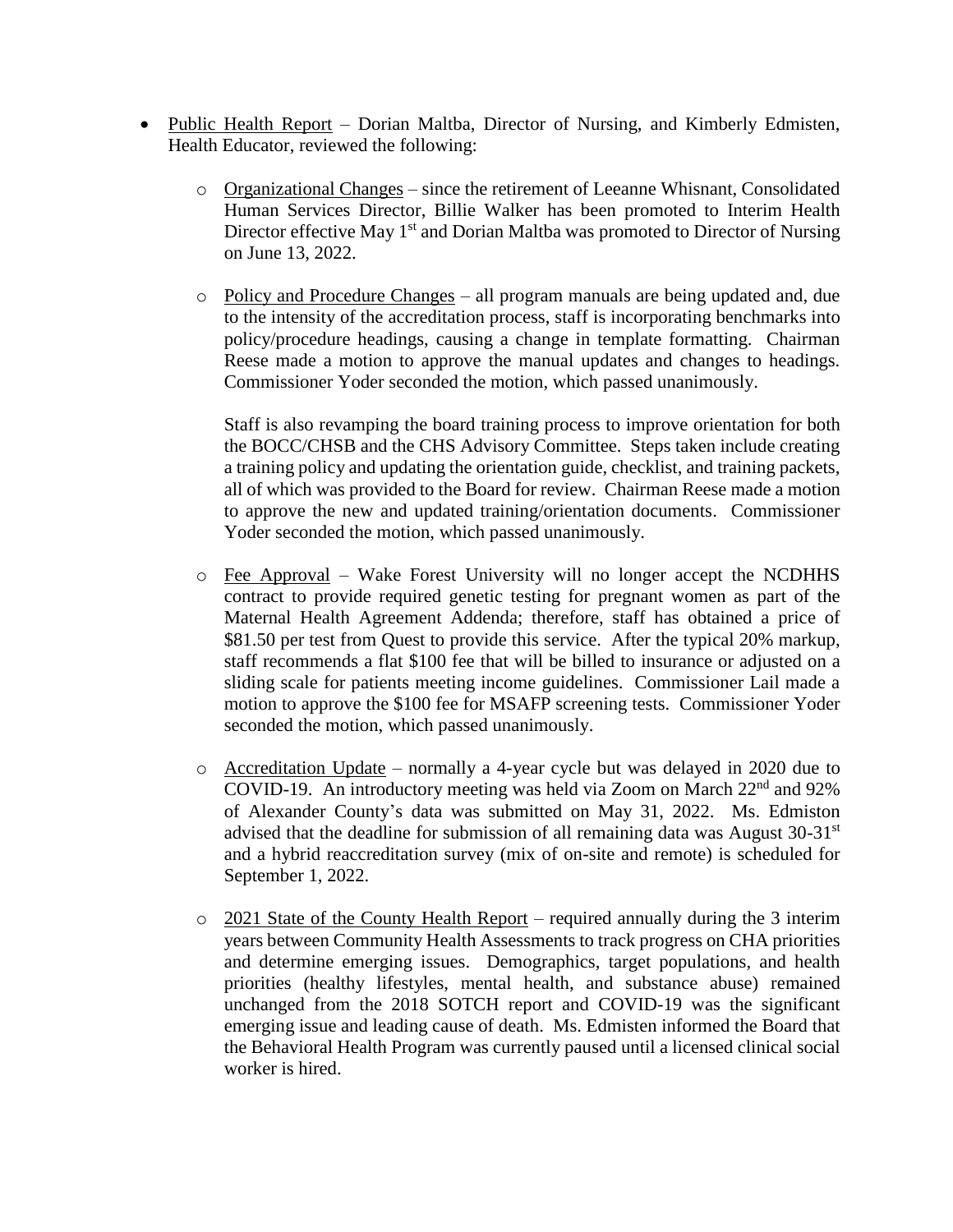- Public Health Report – Dorian Maltba, Director of Nursing, and Kimberly Edmisten, Health Educator, reviewed the following:

  - Organizational Changes – since the retirement of Leeanne Whisnant, Consolidated Human Services Director, Billie Walker has been promoted to Interim Health Director effective May 1st and Dorian Maltba was promoted to Director of Nursing on June 13, 2022.

  - Policy and Procedure Changes – all program manuals are being updated and, due to the intensity of the accreditation process, staff is incorporating benchmarks into policy/procedure headings, causing a change in template formatting. Chairman Reese made a motion to approve the manual updates and changes to headings. Commissioner Yoder seconded the motion, which passed unanimously.

    Staff is also revamping the board training process to improve orientation for both the BOCC/CHSB and the CHS Advisory Committee. Steps taken include creating a training policy and updating the orientation guide, checklist, and training packets, all of which was provided to the Board for review. Chairman Reese made a motion to approve the new and updated training/orientation documents. Commissioner Yoder seconded the motion, which passed unanimously.

  - Fee Approval – Wake Forest University will no longer accept the NCDHHS contract to provide required genetic testing for pregnant women as part of the Maternal Health Agreement Addenda; therefore, staff has obtained a price of $81.50 per test from Quest to provide this service. After the typical 20% markup, staff recommends a flat $100 fee that will be billed to insurance or adjusted on a sliding scale for patients meeting income guidelines. Commissioner Lail made a motion to approve the $100 fee for MSAFP screening tests. Commissioner Yoder seconded the motion, which passed unanimously.

  - Accreditation Update – normally a 4-year cycle but was delayed in 2020 due to COVID-19. An introductory meeting was held via Zoom on March 22nd and 92% of Alexander County's data was submitted on May 31, 2022. Ms. Edmiston advised that the deadline for submission of all remaining data was August 30-31st and a hybrid reaccreditation survey (mix of on-site and remote) is scheduled for September 1, 2022.

  - 2021 State of the County Health Report – required annually during the 3 interim years between Community Health Assessments to track progress on CHA priorities and determine emerging issues. Demographics, target populations, and health priorities (healthy lifestyles, mental health, and substance abuse) remained unchanged from the 2018 SOTCH report and COVID-19 was the significant emerging issue and leading cause of death. Ms. Edmisten informed the Board that the Behavioral Health Program was currently paused until a licensed clinical social worker is hired.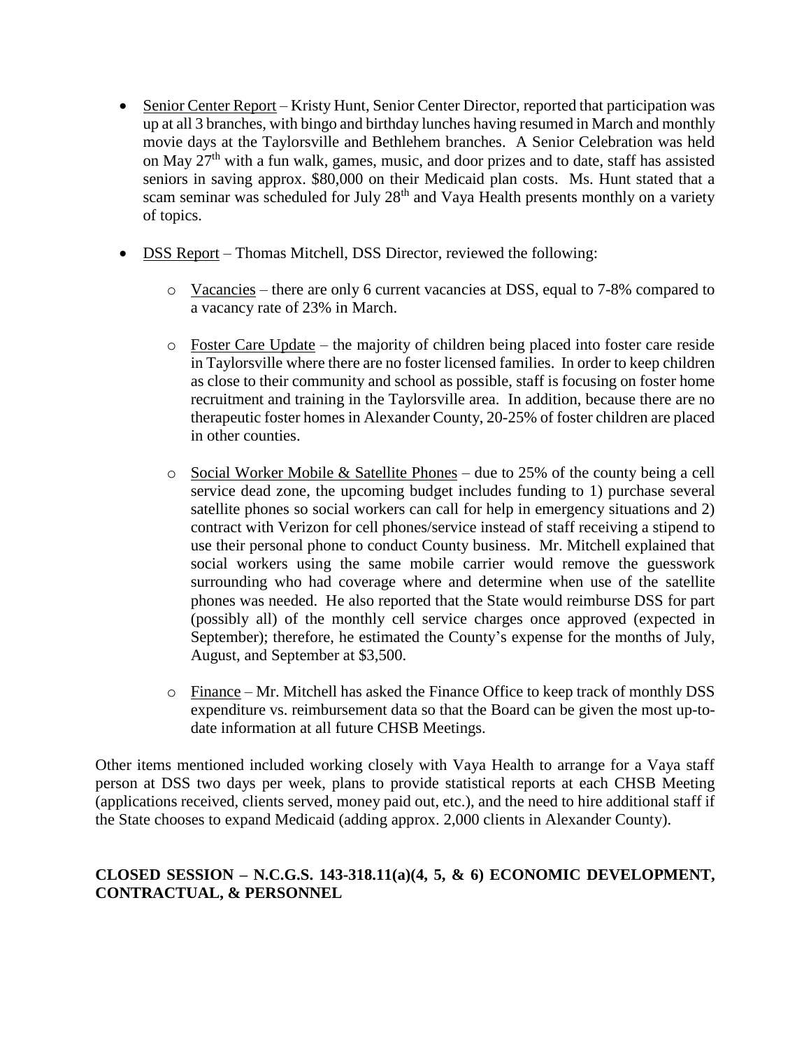- Senior Center Report – Kristy Hunt, Senior Center Director, reported that participation was up at all 3 branches, with bingo and birthday lunches having resumed in March and monthly movie days at the Taylorsville and Bethlehem branches. A Senior Celebration was held on May 27th with a fun walk, games, music, and door prizes and to date, staff has assisted seniors in saving approx. $80,000 on their Medicaid plan costs. Ms. Hunt stated that a scam seminar was scheduled for July 28th and Vaya Health presents monthly on a variety of topics.

- DSS Report – Thomas Mitchell, DSS Director, reviewed the following:

  - Vacancies – there are only 6 current vacancies at DSS, equal to 7-8% compared to a vacancy rate of 23% in March.

  - Foster Care Update – the majority of children being placed into foster care reside in Taylorsville where there are no foster licensed families. In order to keep children as close to their community and school as possible, staff is focusing on foster home recruitment and training in the Taylorsville area. In addition, because there are no therapeutic foster homes in Alexander County, 20-25% of foster children are placed in other counties.

  - Social Worker Mobile & Satellite Phones – due to 25% of the county being a cell service dead zone, the upcoming budget includes funding to 1) purchase several satellite phones so social workers can call for help in emergency situations and 2) contract with Verizon for cell phones/service instead of staff receiving a stipend to use their personal phone to conduct County business. Mr. Mitchell explained that social workers using the same mobile carrier would remove the guesswork surrounding who had coverage where and determine when use of the satellite phones was needed. He also reported that the State would reimburse DSS for part (possibly all) of the monthly cell service charges once approved (expected in September); therefore, he estimated the County's expense for the months of July, August, and September at $3,500.

  - Finance – Mr. Mitchell has asked the Finance Office to keep track of monthly DSS expenditure vs. reimbursement data so that the Board can be given the most up-to-date information at all future CHSB Meetings.

Other items mentioned included working closely with Vaya Health to arrange for a Vaya staff person at DSS two days per week, plans to provide statistical reports at each CHSB Meeting (applications received, clients served, money paid out, etc.), and the need to hire additional staff if the State chooses to expand Medicaid (adding approx. 2,000 clients in Alexander County).

**CLOSED SESSION – N.C.G.S. 143-318.11(a)(4, 5, & 6) ECONOMIC DEVELOPMENT, CONTRACTUAL, & PERSONNEL**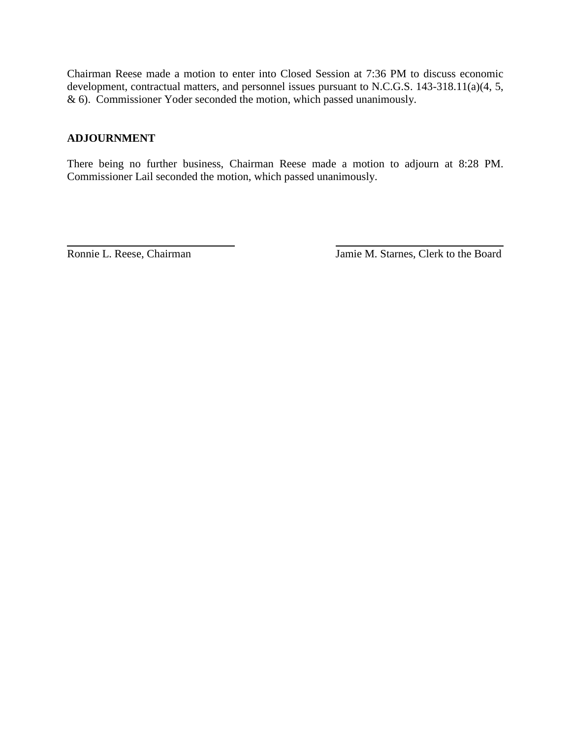Chairman Reese made a motion to enter into Closed Session at 7:36 PM to discuss economic development, contractual matters, and personnel issues pursuant to N.C.G.S. 143-318.11(a)(4, 5, & 6). Commissioner Yoder seconded the motion, which passed unanimously.

**ADJOURNMENT**

There being no further business, Chairman Reese made a motion to adjourn at 8:28 PM. Commissioner Lail seconded the motion, which passed unanimously.

\_\_\_\_\_\_\_\_\_\_\_\_\_\_\_\_\_\_\_\_\_\_\_\_\_\_\_\_\_\_
Ronnie L. Reese, Chairman

\_\_\_\_\_\_\_\_\_\_\_\_\_\_\_\_\_\_\_\_\_\_\_\_\_\_\_\_\_\_
Jamie M. Starnes, Clerk to the Board